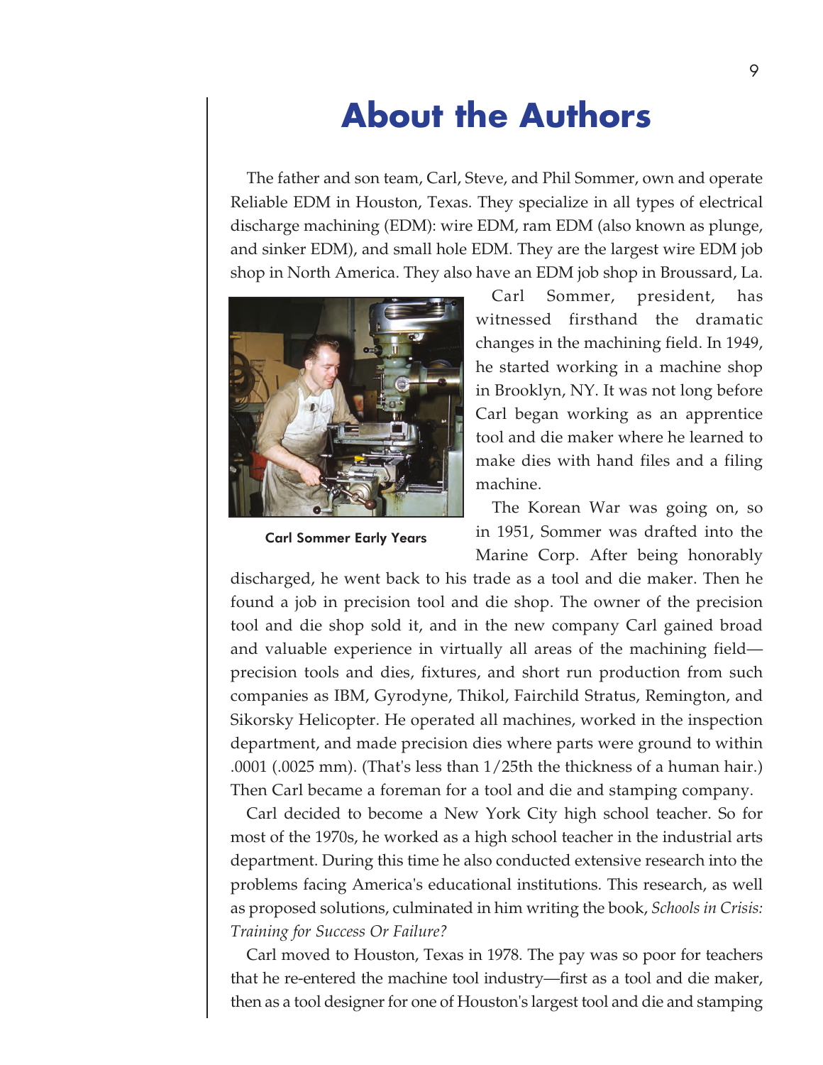# About the Authors

The father and son team, Carl, Steve, and Phil Sommer, own and operate Reliable EDM in Houston, Texas. They specialize in all types of electrical discharge machining (EDM): wire EDM, ram EDM (also known as plunge, and sinker EDM), and small hole EDM. They are the largest wire EDM job shop in North America. They also have an EDM job shop in Broussard, La.

Carl Sommer Early Years

Carl Sommer, president, has witnessed firsthand the dramatic changes in the machining field. In 1949, he started working in a machine shop in Brooklyn, NY. It was not long before Carl began working as an apprentice tool and die maker where he learned to make dies with hand files and a filing machine.

The Korean War was going on, so in 1951, Sommer was drafted into the Marine Corp. After being honorably discharged, he went back to his trade as a tool and die maker. Then he found a job in precision tool and die shop. The owner of the precision tool and die shop sold it, and in the new company Carl gained broad and valuable experience in virtually all areas of the machining field—precision tools and dies, fixtures, and short run production from such companies as IBM, Gyrodyne, Thikol, Fairchild Stratus, Remington, and Sikorsky Helicopter. He operated all machines, worked in the inspection department, and made precision dies where parts were ground to within .0001 (.0025 mm). (That's less than 1/25th the thickness of a human hair.) Then Carl became a foreman for a tool and die and stamping company.

Carl decided to become a New York City high school teacher. So for most of the 1970s, he worked as a high school teacher in the industrial arts department. During this time he also conducted extensive research into the problems facing America's educational institutions. This research, as well as proposed solutions, culminated in him writing the book, *Schools in Crisis: Training for Success Or Failure?*

Carl moved to Houston, Texas in 1978. The pay was so poor for teachers that he re-entered the machine tool industry—first as a tool and die maker, then as a tool designer for one of Houston's largest tool and die and stamping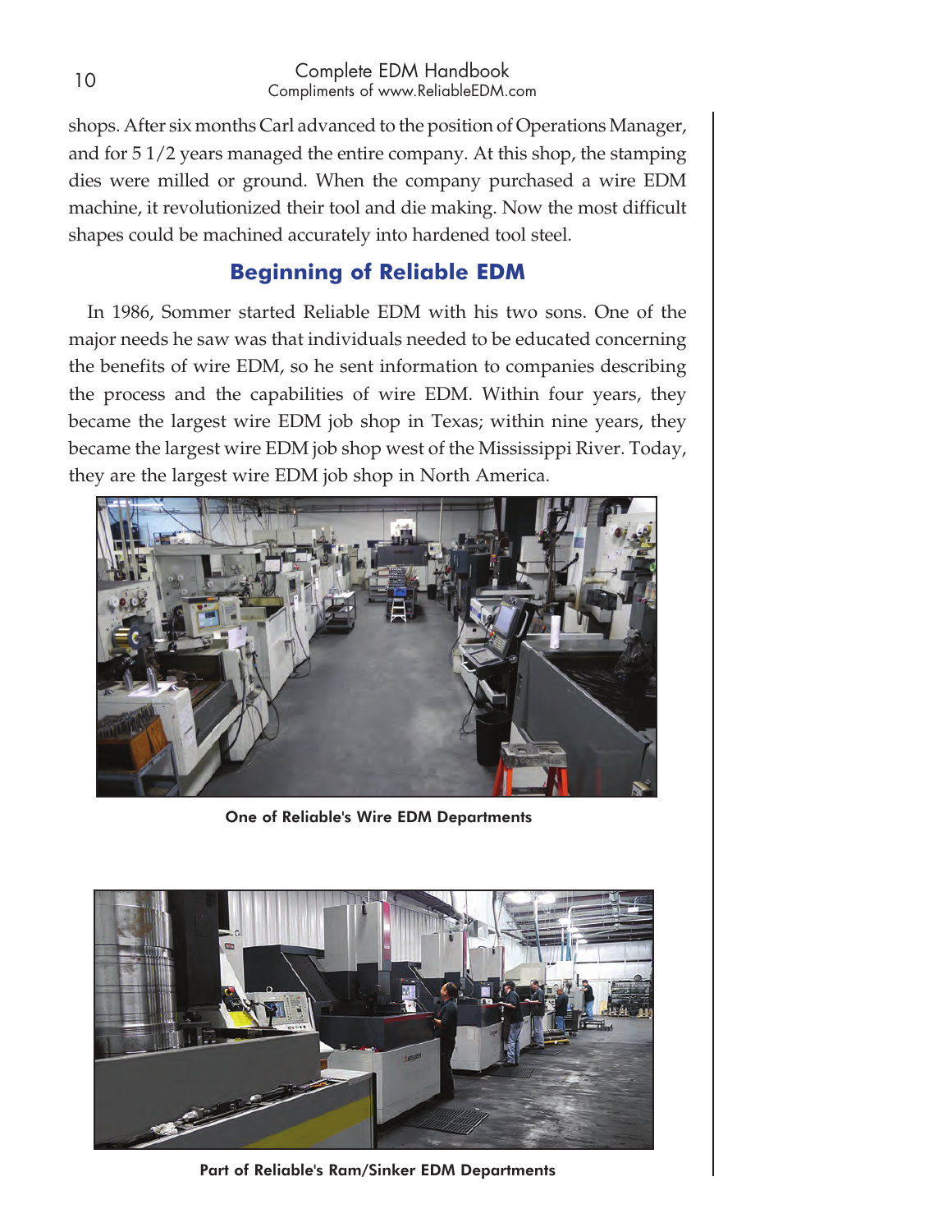shops. After six months Carl advanced to the position of Operations Manager, and for 5 1/2 years managed the entire company. At this shop, the stamping dies were milled or ground. When the company purchased a wire EDM machine, it revolutionized their tool and die making. Now the most difficult shapes could be machined accurately into hardened tool steel.

## Beginning of Reliable EDM

In 1986, Sommer started Reliable EDM with his two sons. One of the major needs he saw was that individuals needed to be educated concerning the benefits of wire EDM, so he sent information to companies describing the process and the capabilities of wire EDM. Within four years, they became the largest wire EDM job shop in Texas; within nine years, they became the largest wire EDM job shop west of the Mississippi River. Today, they are the largest wire EDM job shop in North America.

**One of Reliable's Wire EDM Departments**

**Part of Reliable's Ram/Sinker EDM Departments**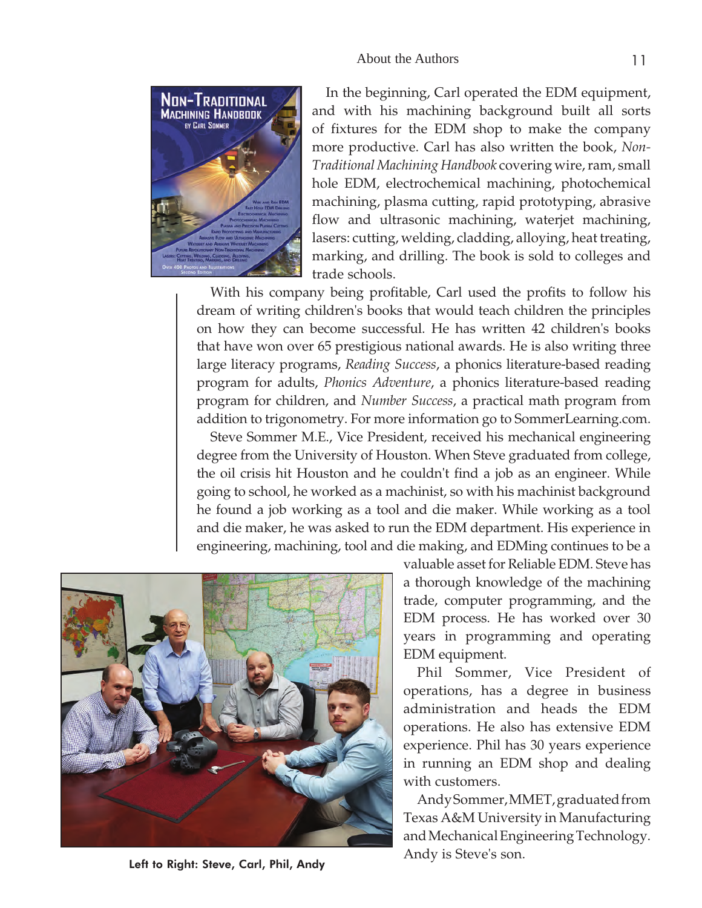In the beginning, Carl operated the EDM equipment, and with his machining background built all sorts of fixtures for the EDM shop to make the company more productive. Carl has also written the book, *Non-Traditional Machining Handbook* covering wire, ram, small hole EDM, electrochemical machining, photochemical machining, plasma cutting, rapid prototyping, abrasive flow and ultrasonic machining, waterjet machining, lasers: cutting, welding, cladding, alloying, heat treating, marking, and drilling. The book is sold to colleges and trade schools.

With his company being profitable, Carl used the profits to follow his dream of writing children's books that would teach children the principles on how they can become successful. He has written 42 children's books that have won over 65 prestigious national awards. He is also writing three large literacy programs, *Reading Success*, a phonics literature-based reading program for adults, *Phonics Adventure*, a phonics literature-based reading program for children, and *Number Success*, a practical math program from addition to trigonometry. For more information go to SommerLearning.com.

Steve Sommer M.E., Vice President, received his mechanical engineering degree from the University of Houston. When Steve graduated from college, the oil crisis hit Houston and he couldn't find a job as an engineer. While going to school, he worked as a machinist, so with his machinist background he found a job working as a tool and die maker. While working as a tool and die maker, he was asked to run the EDM department. His experience in engineering, machining, tool and die making, and EDMing continues to be a valuable asset for Reliable EDM. Steve has a thorough knowledge of the machining trade, computer programming, and the EDM process. He has worked over 30 years in programming and operating EDM equipment.

Phil Sommer, Vice President of operations, has a degree in business administration and heads the EDM operations. He also has extensive EDM experience. Phil has 30 years experience in running an EDM shop and dealing with customers.

Andy Sommer, MMET, graduated from Texas A&M University in Manufacturing and Mechanical Engineering Technology. Andy is Steve's son.

Left to Right: Steve, Carl, Phil, Andy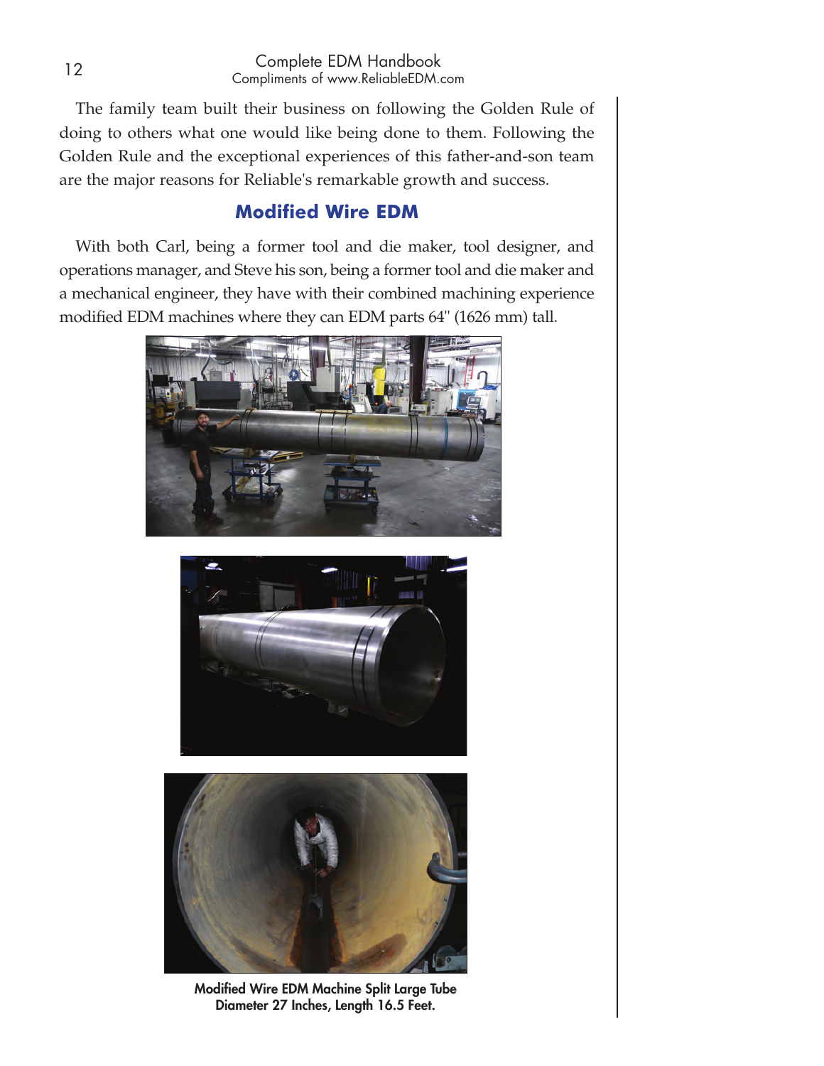The family team built their business on following the Golden Rule of doing to others what one would like being done to them. Following the Golden Rule and the exceptional experiences of this father-and-son team are the major reasons for Reliable's remarkable growth and success.

## Modified Wire EDM

With both Carl, being a former tool and die maker, tool designer, and operations manager, and Steve his son, being a former tool and die maker and a mechanical engineer, they have with their combined machining experience modified EDM machines where they can EDM parts 64" (1626 mm) tall.

**Modified Wire EDM Machine Split Large Tube Diameter 27 Inches, Length 16.5 Feet.**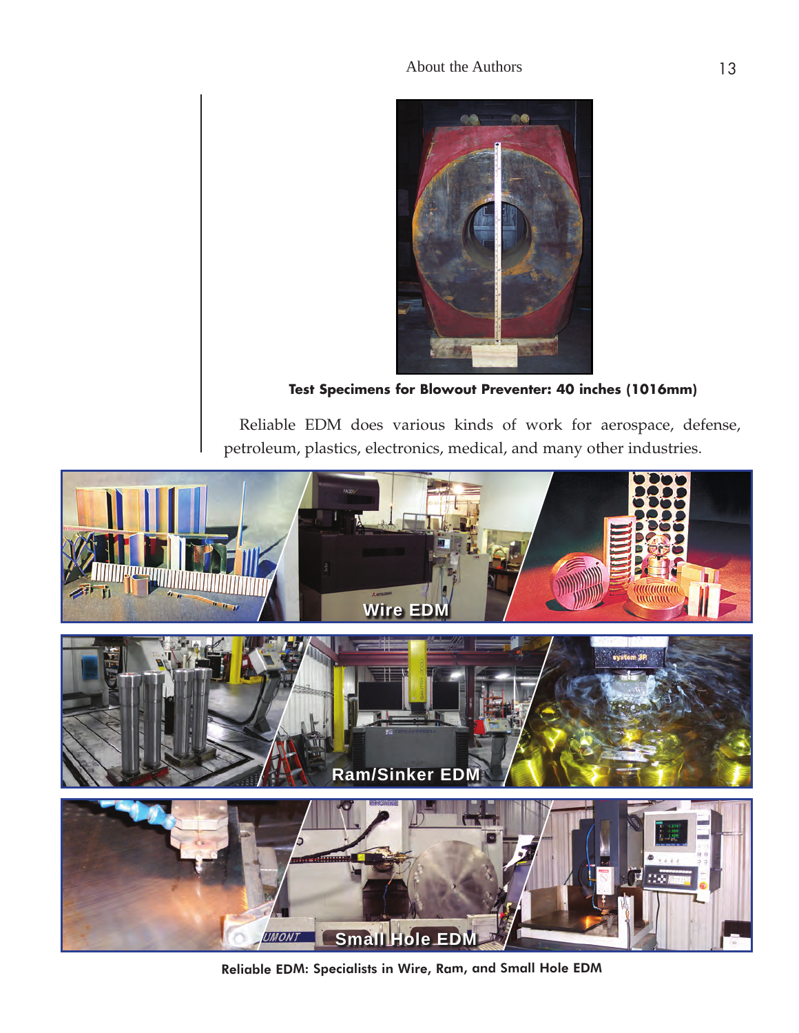**Test Specimens for Blowout Preventer: 40 inches (1016mm)**

Reliable EDM does various kinds of work for aerospace, defense, petroleum, plastics, electronics, medical, and many other industries.

**Reliable EDM: Specialists in Wire, Ram, and Small Hole EDM**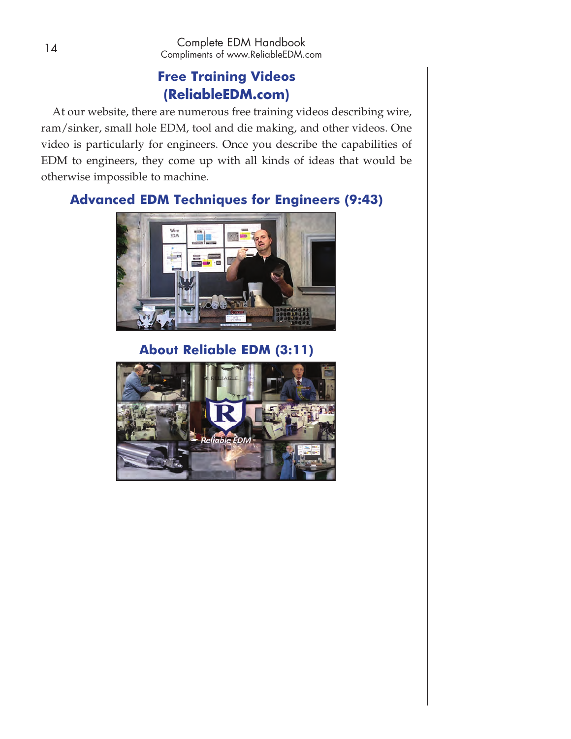## Free Training Videos (ReliableEDM.com)

At our website, there are numerous free training videos describing wire, ram/sinker, small hole EDM, tool and die making, and other videos. One video is particularly for engineers. Once you describe the capabilities of EDM to engineers, they come up with all kinds of ideas that would be otherwise impossible to machine.

### Advanced EDM Techniques for Engineers (9:43)

### About Reliable EDM (3:11)